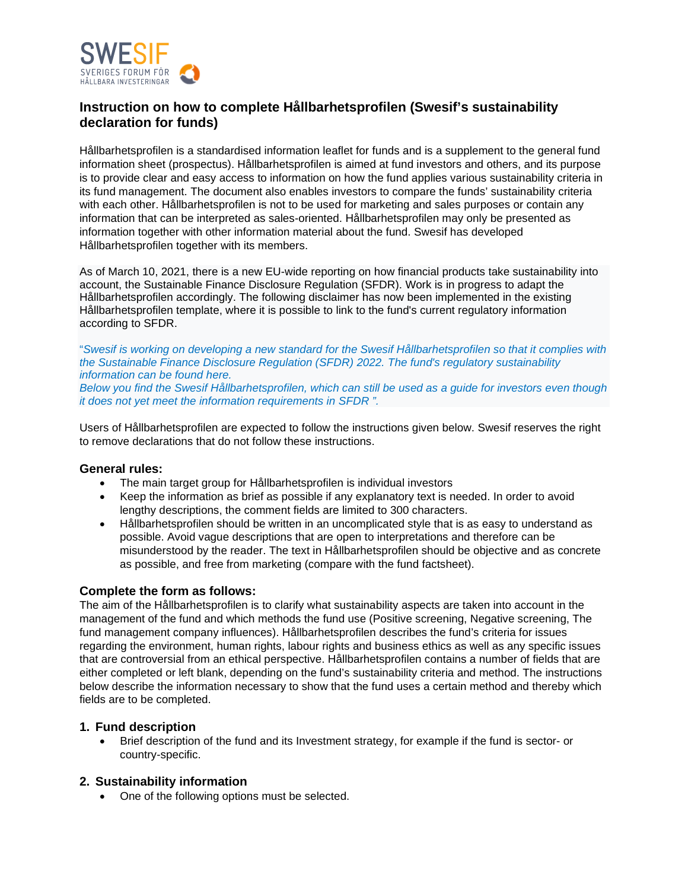SWESIF
SVERIGES FORUM FÖR HÅLLBARA INVESTERINGAR

# Instruction on how to complete Hållbarhetsprofilen (Swesif's sustainability declaration for funds)

Hållbarhetsprofilen is a standardised information leaflet for funds and is a supplement to the general fund information sheet (prospectus). Hållbarhetsprofilen is aimed at fund investors and others, and its purpose is to provide clear and easy access to information on how the fund applies various sustainability criteria in its fund management. The document also enables investors to compare the funds' sustainability criteria with each other. Hållbarhetsprofilen is not to be used for marketing and sales purposes or contain any information that can be interpreted as sales-oriented. Hållbarhetsprofilen may only be presented as information together with other information material about the fund. Swesif has developed Hållbarhetsprofilen together with its members.

As of March 10, 2021, there is a new EU-wide reporting on how financial products take sustainability into account, the Sustainable Finance Disclosure Regulation (SFDR). Work is in progress to adapt the Hållbarhetsprofilen accordingly. The following disclaimer has now been implemented in the existing Hållbarhetsprofilen template, where it is possible to link to the fund's current regulatory information according to SFDR.

"*Swesif is working on developing a new standard for the Swesif Hållbarhetsprofilen so that it complies with the Sustainable Finance Disclosure Regulation (SFDR) 2022. The fund's regulatory sustainability information can be found here.*
*Below you find the Swesif Hållbarhetsprofilen, which can still be used as a guide for investors even though it does not yet meet the information requirements in SFDR* ".

Users of Hållbarhetsprofilen are expected to follow the instructions given below. Swesif reserves the right to remove declarations that do not follow these instructions.

### General rules:

- The main target group for Hållbarhetsprofilen is individual investors
- Keep the information as brief as possible if any explanatory text is needed. In order to avoid lengthy descriptions, the comment fields are limited to 300 characters.
- Hållbarhetsprofilen should be written in an uncomplicated style that is as easy to understand as possible. Avoid vague descriptions that are open to interpretations and therefore can be misunderstood by the reader. The text in Hållbarhetsprofilen should be objective and as concrete as possible, and free from marketing (compare with the fund factsheet).

### Complete the form as follows:

The aim of the Hållbarhetsprofilen is to clarify what sustainability aspects are taken into account in the management of the fund and which methods the fund use (Positive screening, Negative screening, The fund management company influences). Hållbarhetsprofilen describes the fund's criteria for issues regarding the environment, human rights, labour rights and business ethics as well as any specific issues that are controversial from an ethical perspective. Hållbarhetsprofilen contains a number of fields that are either completed or left blank, depending on the fund's sustainability criteria and method. The instructions below describe the information necessary to show that the fund uses a certain method and thereby which fields are to be completed.

## 1. Fund description

- Brief description of the fund and its Investment strategy, for example if the fund is sector- or country-specific.

## 2. Sustainability information

- One of the following options must be selected.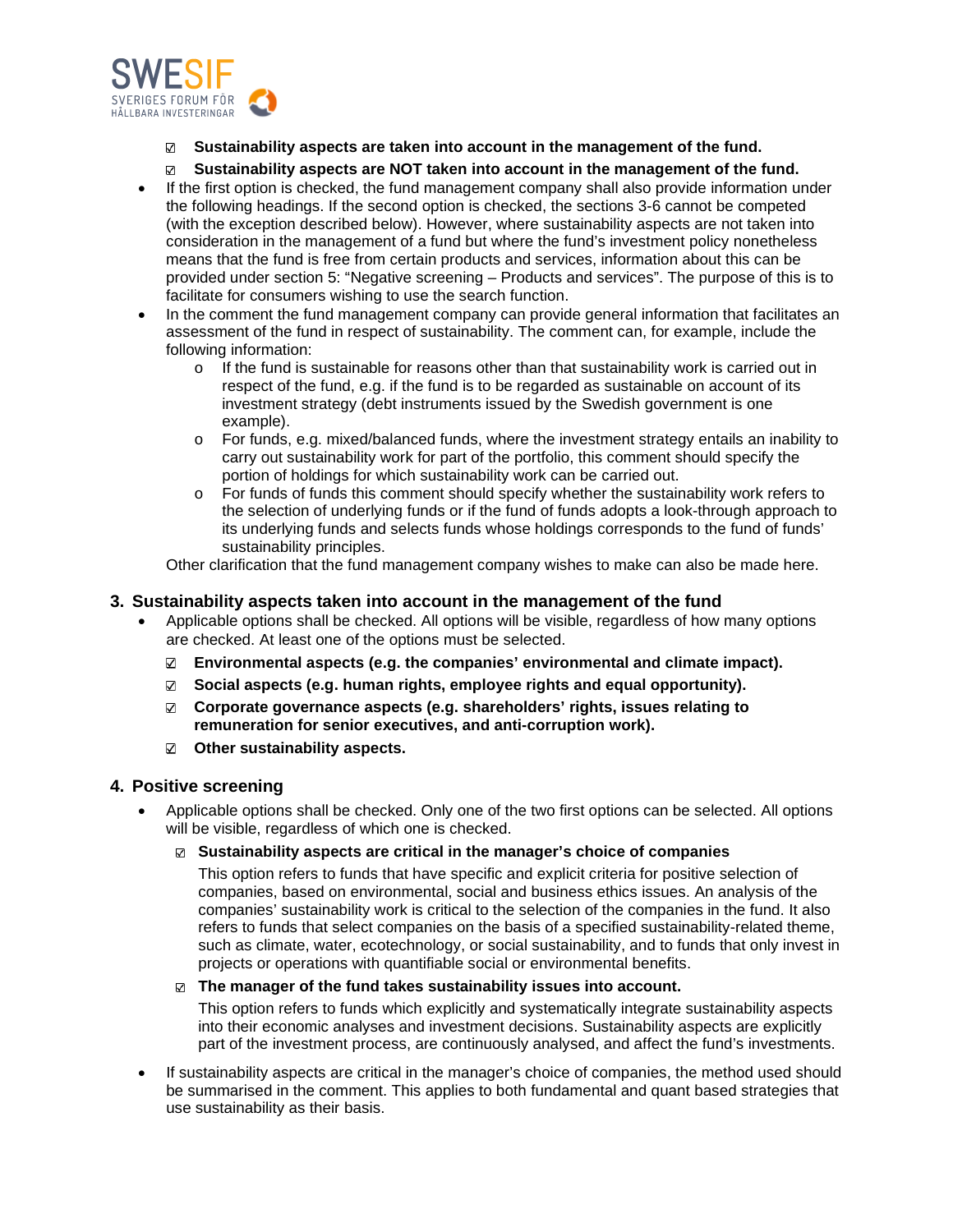- ☑ **Sustainability aspects are taken into account in the management of the fund.**
- ☑ **Sustainability aspects are NOT taken into account in the management of the fund.**

- If the first option is checked, the fund management company shall also provide information under the following headings. If the second option is checked, the sections 3-6 cannot be competed (with the exception described below). However, where sustainability aspects are not taken into consideration in the management of a fund but where the fund's investment policy nonetheless means that the fund is free from certain products and services, information about this can be provided under section 5: "Negative screening – Products and services". The purpose of this is to facilitate for consumers wishing to use the search function.
- In the comment the fund management company can provide general information that facilitates an assessment of the fund in respect of sustainability. The comment can, for example, include the following information:
  - If the fund is sustainable for reasons other than that sustainability work is carried out in respect of the fund, e.g. if the fund is to be regarded as sustainable on account of its investment strategy (debt instruments issued by the Swedish government is one example).
  - For funds, e.g. mixed/balanced funds, where the investment strategy entails an inability to carry out sustainability work for part of the portfolio, this comment should specify the portion of holdings for which sustainability work can be carried out.
  - For funds of funds this comment should specify whether the sustainability work refers to the selection of underlying funds or if the fund of funds adopts a look-through approach to its underlying funds and selects funds whose holdings corresponds to the fund of funds' sustainability principles.

  Other clarification that the fund management company wishes to make can also be made here.

## 3. Sustainability aspects taken into account in the management of the fund

- Applicable options shall be checked. All options will be visible, regardless of how many options are checked. At least one of the options must be selected.
  - ☑ **Environmental aspects (e.g. the companies' environmental and climate impact).**
  - ☑ **Social aspects (e.g. human rights, employee rights and equal opportunity).**
  - ☑ **Corporate governance aspects (e.g. shareholders' rights, issues relating to remuneration for senior executives, and anti-corruption work).**
  - ☑ **Other sustainability aspects.**

## 4. Positive screening

- Applicable options shall be checked. Only one of the two first options can be selected. All options will be visible, regardless of which one is checked.
  - ☑ **Sustainability aspects are critical in the manager's choice of companies**

    This option refers to funds that have specific and explicit criteria for positive selection of companies, based on environmental, social and business ethics issues. An analysis of the companies' sustainability work is critical to the selection of the companies in the fund. It also refers to funds that select companies on the basis of a specified sustainability-related theme, such as climate, water, ecotechnology, or social sustainability, and to funds that only invest in projects or operations with quantifiable social or environmental benefits.
  - ☑ **The manager of the fund takes sustainability issues into account.**

    This option refers to funds which explicitly and systematically integrate sustainability aspects into their economic analyses and investment decisions. Sustainability aspects are explicitly part of the investment process, are continuously analysed, and affect the fund's investments.
- If sustainability aspects are critical in the manager's choice of companies, the method used should be summarised in the comment. This applies to both fundamental and quant based strategies that use sustainability as their basis.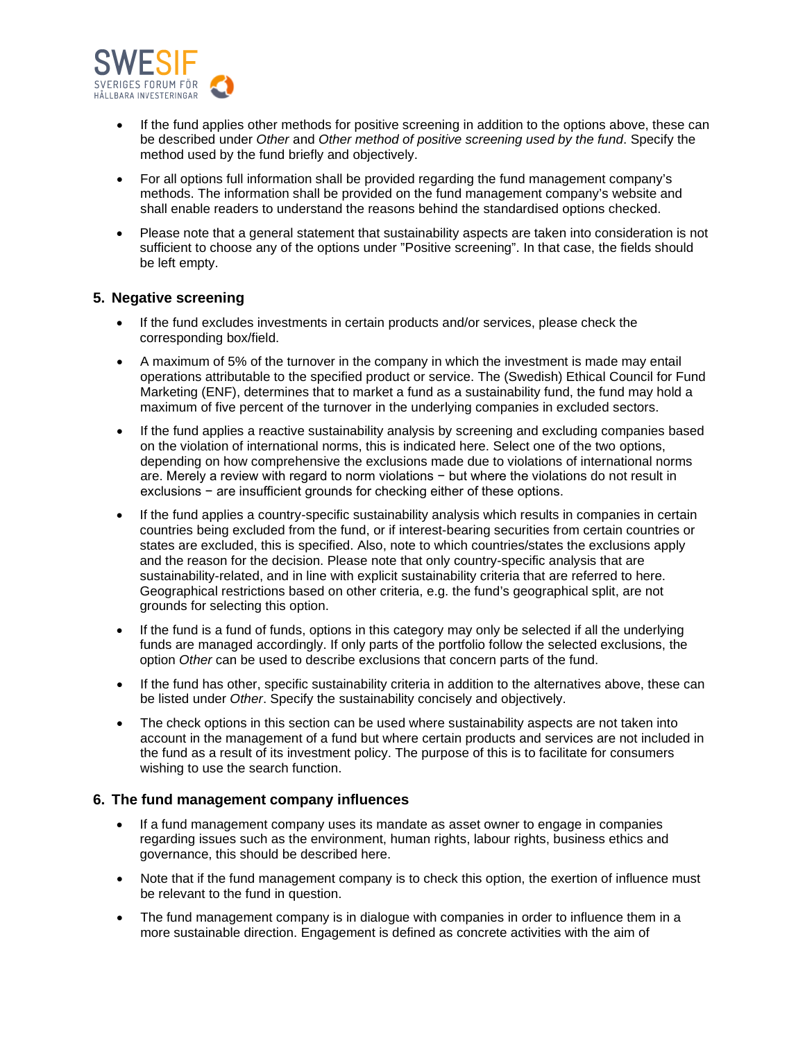- If the fund applies other methods for positive screening in addition to the options above, these can be described under *Other* and *Other method of positive screening used by the fund*. Specify the method used by the fund briefly and objectively.
- For all options full information shall be provided regarding the fund management company's methods. The information shall be provided on the fund management company's website and shall enable readers to understand the reasons behind the standardised options checked.
- Please note that a general statement that sustainability aspects are taken into consideration is not sufficient to choose any of the options under "Positive screening". In that case, the fields should be left empty.

## 5. Negative screening

- If the fund excludes investments in certain products and/or services, please check the corresponding box/field.
- A maximum of 5% of the turnover in the company in which the investment is made may entail operations attributable to the specified product or service. The (Swedish) Ethical Council for Fund Marketing (ENF), determines that to market a fund as a sustainability fund, the fund may hold a maximum of five percent of the turnover in the underlying companies in excluded sectors.
- If the fund applies a reactive sustainability analysis by screening and excluding companies based on the violation of international norms, this is indicated here. Select one of the two options, depending on how comprehensive the exclusions made due to violations of international norms are. Merely a review with regard to norm violations − but where the violations do not result in exclusions − are insufficient grounds for checking either of these options.
- If the fund applies a country-specific sustainability analysis which results in companies in certain countries being excluded from the fund, or if interest-bearing securities from certain countries or states are excluded, this is specified. Also, note to which countries/states the exclusions apply and the reason for the decision. Please note that only country-specific analysis that are sustainability-related, and in line with explicit sustainability criteria that are referred to here. Geographical restrictions based on other criteria, e.g. the fund's geographical split, are not grounds for selecting this option.
- If the fund is a fund of funds, options in this category may only be selected if all the underlying funds are managed accordingly. If only parts of the portfolio follow the selected exclusions, the option *Other* can be used to describe exclusions that concern parts of the fund.
- If the fund has other, specific sustainability criteria in addition to the alternatives above, these can be listed under *Other*. Specify the sustainability concisely and objectively.
- The check options in this section can be used where sustainability aspects are not taken into account in the management of a fund but where certain products and services are not included in the fund as a result of its investment policy. The purpose of this is to facilitate for consumers wishing to use the search function.

## 6. The fund management company influences

- If a fund management company uses its mandate as asset owner to engage in companies regarding issues such as the environment, human rights, labour rights, business ethics and governance, this should be described here.
- Note that if the fund management company is to check this option, the exertion of influence must be relevant to the fund in question.
- The fund management company is in dialogue with companies in order to influence them in a more sustainable direction. Engagement is defined as concrete activities with the aim of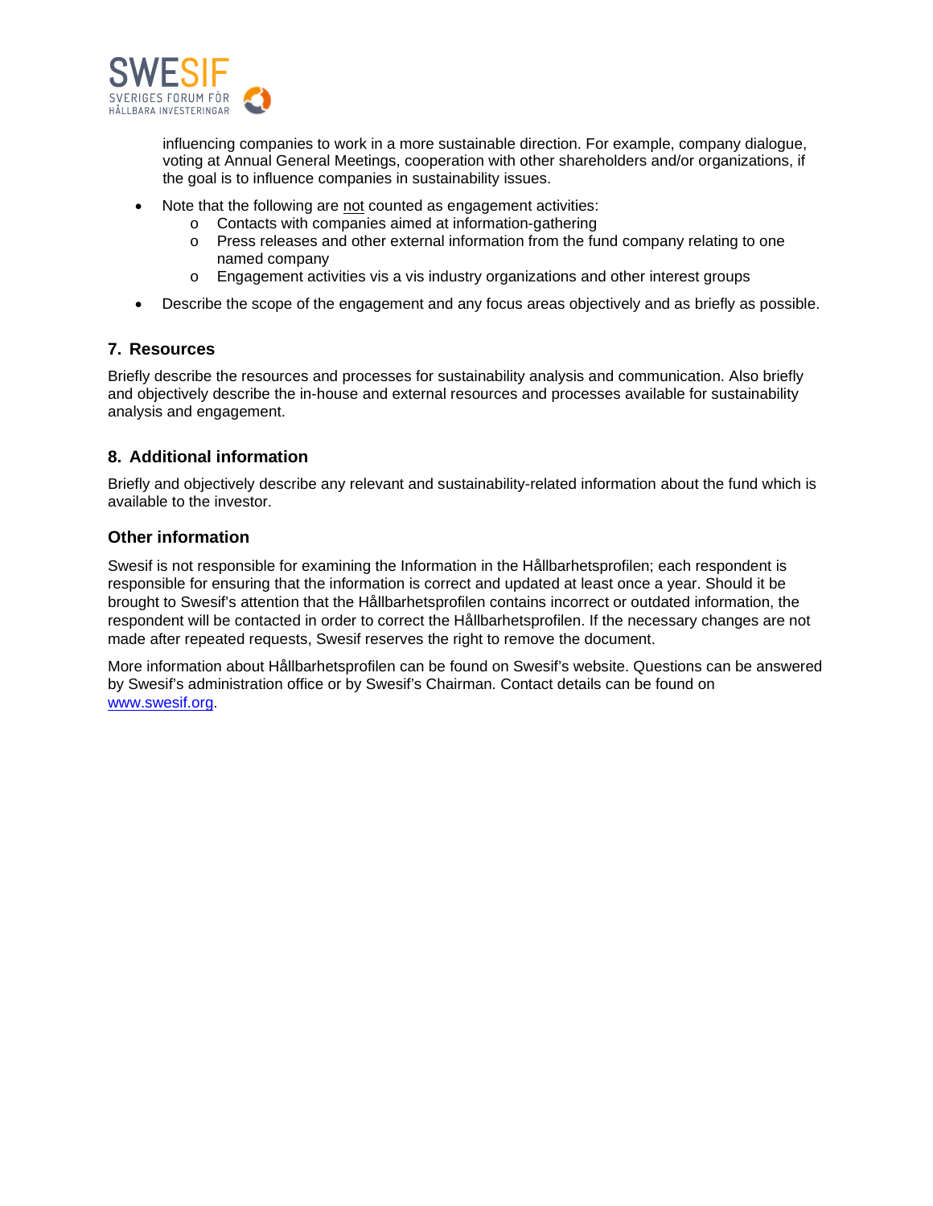influencing companies to work in a more sustainable direction. For example, company dialogue, voting at Annual General Meetings, cooperation with other shareholders and/or organizations, if the goal is to influence companies in sustainability issues.

- Note that the following are <u>not</u> counted as engagement activities:
  - Contacts with companies aimed at information-gathering
  - Press releases and other external information from the fund company relating to one named company
  - Engagement activities vis a vis industry organizations and other interest groups
- Describe the scope of the engagement and any focus areas objectively and as briefly as possible.

## 7. Resources

Briefly describe the resources and processes for sustainability analysis and communication. Also briefly and objectively describe the in-house and external resources and processes available for sustainability analysis and engagement.

## 8. Additional information

Briefly and objectively describe any relevant and sustainability-related information about the fund which is available to the investor.

## Other information

Swesif is not responsible for examining the Information in the Hållbarhetsprofilen; each respondent is responsible for ensuring that the information is correct and updated at least once a year. Should it be brought to Swesif's attention that the Hållbarhetsprofilen contains incorrect or outdated information, the respondent will be contacted in order to correct the Hållbarhetsprofilen. If the necessary changes are not made after repeated requests, Swesif reserves the right to remove the document.

More information about Hållbarhetsprofilen can be found on Swesif's website. Questions can be answered by Swesif's administration office or by Swesif's Chairman. Contact details can be found on [www.swesif.org](http://www.swesif.org).